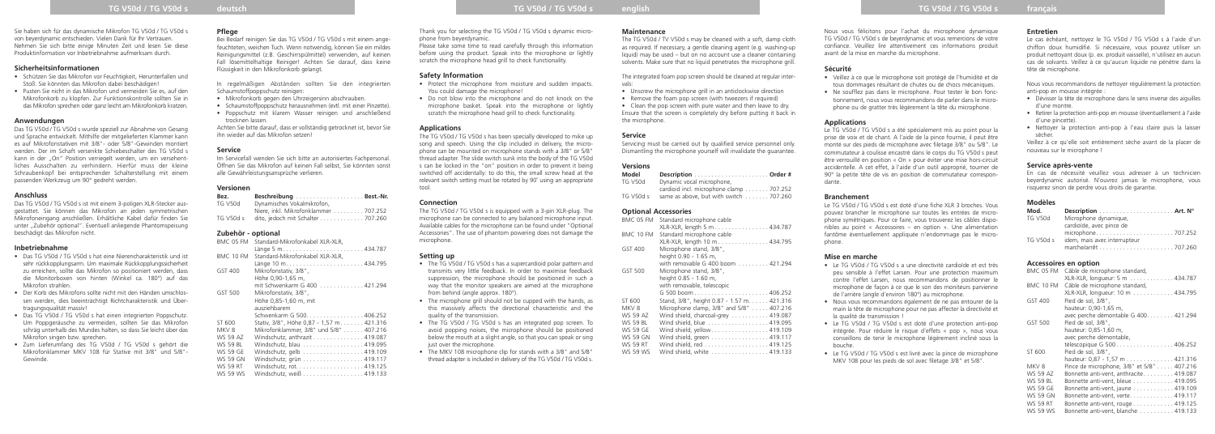Sie haben sich für das dynamische Mikrofon TG V50d / TG V50d s von beyerdynamic entschieden. Vielen Dank für Ihr Vertrauen. Nehmen Sie sich bitte einige Minuten Zeit und lesen Sie diese Produktinformation vor Inbetriebnahme aufmerksam durch.

## Sicherheitsinformationen

- Schützen Sie das Mikrofon vor Feuchtigkeit, Herunterfallen und Stoß. Sie könnten das Mikrofon dabei beschädigen!
- Pusten Sie nicht in das Mikrofon und vermeiden Sie es, auf den Mikrofonkorb zu klopfen. Zur Funktionskontrolle sollten Sie in das Mikrofon sprechen oder ganz leicht am Mikrofonkorb kratzen.

## Anwendungen

Das TG V50d / TG V50d s wurde speziell zur Abnahme von Gesang und Sprache entwickelt. Mithilfe der mitgelieferten Klammer kann es auf Mikrofonstativen mit 3/8"- oder 5/8"-Gewinden montiert werden. Der im Schaft versenkte Schiebeschalter des TG V50d s kann in der „On" Position verriegelt werden, um ein versehentliches Ausschalten zu verhindern. Hierfür muss der kleine Schraubenkopf bei entsprechender Schalterstellung mit einem passenden Werkzeug um 90° gedreht werden.

## Anschluss

Das TG V50d / TG V50d s ist mit einem 3-poligen XLR-Stecker ausgestattet. Sie können das Mikrofon an jeden symmetrischen Mikrofoneingang anschließen. Erhältliche Kabel dafür finden Sie unter „Zubehör optional". Eventuell anliegende Phantomspeisung beschädigt das Mikrofon nicht.

## Inbetriebnahme

- Das TG V50d / TG V50d s hat eine Nierencharakteristik und ist sehr rückkopplungsarm. Um maximale Rückkopplungssicherheit zu erreichen, sollte das Mikrofon so positioniert werden, dass die Monitorboxen von hinten (Winkel ca. 180°) auf das Mikrofon strahlen.
- Der Korb des Mikrofons sollte nicht mit den Händen umschlossen werden, dies beeinträchtigt Richtcharakteristik und Übertragungsqualität massiv!
- Das TG V50d / TG V50d s hat einen integrierten Poppschutz. Um Poppgeräusche zu vermeiden, sollten Sie das Mikrofon schräg unterhalb des Mundes halten, so dass Sie leicht über das Mikrofon singen bzw. sprechen.
- Zum Lieferumfang des TG V50d / TG V50d s gehört die Mikrofonklammer MKV 108 für Stative mit 3/8" und 5/8"-Gewinde.

## Pflege

Bei Bedarf reinigen Sie das TG V50d / TG V50d s mit einem angefeuchteten, weichen Tuch. Wenn notwendig, können Sie ein mildes Reinigungsmittel (z.B. Geschirrspülmittel) verwenden, auf keinen Fall lösemittelhaltige Reiniger! Achten Sie darauf, dass keine Flüssigkeit in den Mikrofonkorb gelangt.

In regelmäßigen Abständen sollten Sie den integrierten Schaumstoffpoppschutz reinigen:

- Mikrofonkorb gegen den Uhrzeigersinn abschrauben.
- Schaumstoffpoppschutz herausnehmen (evtl. mit einer Pinzette).
- Poppschutz mit klarem Wasser reinigen und anschließend trocknen lassen.

Achten Sie bitte darauf, dass er vollständig getrocknet ist, bevor Sie ihn wieder auf das Mikrofon setzen!

## Service

Im Servicefall wenden Sie sich bitte an autorisiertes Fachpersonal. Öffnen Sie das Mikrofon auf keinen Fall selbst, Sie könnten sonst alle Gewährleistungsansprüche verlieren.

## Versionen

| Bez. | Beschreibung | Best.-Nr. |
|---|---|---|
| TG V50d | Dynamisches Vokalmikrofon, Niere, inkl. Mikrofonklammer | 707.252 |
| TG V50d s | dito, jedoch mit Schalter | 707.260 |

## Zubehör - optional

| | | |
|---|---|---|
| BMC 05 FM | Standard-Mikrofonkabel XLR-XLR, Länge 5 m | 434.787 |
| BMC 10 FM | Standard-Mikrofonkabel XLR-XLR, Länge 10 m | 434.795 |
| GST 400 | Mikrofonstativ, 3/8", Höhe 0,90-1,65 m, mit Schwenkarm G 400 | 421.294 |
| GST 500 | Mikrofonstativ, 3/8", Höhe 0,85-1,60 m, mit ausziehbarem Schwenkarm G 500 | 406.252 |
| ST 600 | Stativ, 3/8", Höhe 0,87 - 1,57 m | 421.316 |
| MKV 8 | Mikrofonklammer, 3/8" und 5/8" | 407.216 |
| WS 59 AZ | Windschutz, anthrazit | 419.087 |
| WS 59 BL | Windschutz, blau | 419.095 |
| WS 59 GE | Windschutz, gelb | 419.109 |
| WS 59 GN | Windschutz, grün | 419.117 |
| WS 59 RT | Windschutz, rot | 419.125 |
| WS 59 WS | Windschutz, weiß | 419.133 |

Thank you for selecting the TG V50d / TG V50d s dynamic microphone from beyerdynamic.
Please take some time to read carefully through this information before using the product. Speak into the microphone or lightly scratch the microphone head grill to check functionality.

## Safety Information

- Protect the microphone from moisture and sudden impacts. You could damage the microphone!
- Do not blow into the microphone and do not knock on the microphone basket. Speak into the microphone or lightly scratch the microphone head grill to check functionality.

## Applications

The TG V50d / TG V50d s has been specially developed to mike up song and speech. Using the clip included in delivery, the microphone can be mounted on microphone stands with a 3/8" or 5/8" thread adapter. The slide switch sunk into the body of the TG V50d s can be locked in the "on" position in order to prevent it being switched off accidentally: to do this, the small screw head at the relevant switch setting must be rotated by 90° using an appropriate tool.

## Connection

The TG V50d / TG V50d s is equipped with a 3-pin XLR-plug. The microphone can be connected to any balanced microphone input. Available cables for the microphone can be found under "Optional Accessories". The use of phantom powering does not damage the microphone.

## Setting up

- The TG V50d / TG V50d s has a supercardioid polar pattern and transmits very little feedback. In order to maximise feedback suppression, the microphone should be positioned in such a way that the monitor speakers are aimed at the microphone from behind (angle approx. 180°).
- The microphone grill should not be cupped with the hands, as this massively affects the directional characteristic and the quality of the transmission.
- The TG V50d / TG V50d s has an integrated pop screen. To avoid popping noises, the microphone should be positioned below the mouth at a slight angle, so that you can speak or sing just over the microphone.
- The MKV 108 microphone clip for stands with a 3/8" and 5/8" thread adapter is included in delivery of the TG V50d / TG V50d s.

## Maintenance

The TG V50d / TV V50d s may be cleaned with a soft, damp cloth as required. If necessary, a gentle cleaning agent (e.g. washing-up liquid) may be used – but on no account use a cleaner containing solvents. Make sure that no liquid penetrates the microphone grill.

The integrated foam pop screen should be cleaned at regular intervals:

- Unscrew the microphone grill in an anticlockwise direction
- Remove the foam pop screen (with tweezers if required)
- Clean the pop screen with pure water and then leave to dry.

Ensure that the screen is completely dry before putting it back in the microphone.

## Service

Servicing must be carried out by qualified service personnel only. Dismantling the microphone yourself will invalidate the guarantee.

## Versions

| Model | Description | Order # |
|---|---|---|
| TG V50d | Dynamic vocal microphone, cardioid incl. microphone clamp | 707.252 |
| TG V50d s | same as above, but with switch | 707.260 |

## Optional Accessories

| | | |
|---|---|---|
| BMC 05 FM | Standard microphone cable XLR-XLR, length 5 m | 434.787 |
| BMC 10 FM | Standard microphone cable XLR-XLR, length 10 m | 434.795 |
| GST 400 | Microphone stand, 3/8", height 0.90 - 1.65 m, with removable G 400 boom | 421.294 |
| GST 500 | Microphone stand, 3/8", height 0.85 - 1.60 m, with removable, telescopic G 500 boom | 406.252 |
| ST 600 | Stand, 3/8", height 0.87 - 1.57 m | 421.316 |
| MKV 8 | Microphone clamp, 3/8" and 5/8" | 407.216 |
| WS 59 AZ | Wind shield, charcoal-grey | 419.087 |
| WS 59 BL | Wind shield, blue | 419.095 |
| WS 59 GE | Wind shield, yellow | 419.109 |
| WS 59 GN | Wind shield, green | 419.117 |
| WS 59 RT | Wind shield, red | 419.125 |
| WS 59 WS | Wind shield, white | 419.133 |

Nous vous félicitons pour l'achat du microphone dynamique TG V50d / TG V50d s de beyerdynamic et vous remercions de votre confiance. Veuillez lire attentivement ces informations produit avant de la mise en marche du microphone.

## Sécurité

- Veillez à ce que le microphone soit protégé de l'humidité et de tous dommages résultant de chutes ou de chocs mécaniques.
- Ne soufflez pas dans le microphone. Pour tester le bon fonctionnement, nous vous recommandons de parler dans le microphone ou de gratter très légèrement la tête du microphone.

## Applications

Le TG V50d / TG V50d s a été spécialement mis au point pour la prise de voix et de chant. A l'aide de la pince fournie, il peut être monté sur des pieds de microphone avec filetage 3/8" ou 5/8". Le commutateur à coulisse encastré dans le corps du TG V50d s peut être verrouillé en position « On » pour éviter une mise hors-circuit accidentelle. A cet effet, à l'aide d'un outil approprié, tourner de 90° la petite tête de vis en position de commutateur correspondante.

## Branchement

Le TG V50d / TG V50d s est doté d'une fiche XLR 3 broches. Vous pouvez brancher le microphone sur toutes les entrées de microphone symétriques. Pour ce faire, vous trouverez les câbles disponibles au point « Accessoires – en option ». Une alimentation fantôme éventuellement appliquée n'endommage pas le microphone.

## Mise en marche

- Le TG V50d / TG V50d s a une directivité cardioïde et est très peu sensible à l'effet Larsen. Pour une protection maximum contre l'effet Larsen, nous recommandons de positionner le microphone de façon à ce que le son des moniteurs parvienne de l'arrière (angle d'environ 180°) au microphone.
- Nous vous recommandons également de ne pas entourer de la main la tête de microphone pour ne pas affecter la directivité et la qualité de transmission !
- Le TG V50d / TG V50d s est doté d'une protection anti-pop intégrée. Pour réduire le risque d'effets « pop », nous vous conseillons de tenir le microphone légèrement incliné sous la bouche.
- Le TG V50d / TG V50d s est livré avec la pince de microphone MKV 108 pour les pieds de sol avec filetage 3/8" et 5/8".

## Entretien

Le cas échéant, nettoyez le TG V50d / TG V50d s à l'aide d'un chiffon doux humidifié. Si nécessaire, vous pouvez utiliser un produit nettoyant doux (p. ex. produit vaisselle), n'utilisez en aucun cas de solvants. Veillez à ce qu'aucun liquide ne pénètre dans la tête de microphone.

Nous vous recommandons de nettoyer régulièrement la protection anti-pop en mousse intégrée :

- Dévisser la tête de microphone dans le sens inverse des aiguilles d'une montre.
- Retirer la protection anti-pop en mousse (éventuellement à l'aide d'une pincette).
- Nettoyer la protection anti-pop à l'eau claire puis la laisser sécher.

Veillez à ce qu'elle soit entièrement sèche avant de la placer de nouveau sur le microphone !

## Service après-vente

En cas de nécessité veuillez vous adresser à un technicien beyerdynamic autorisé. N'ouvrez jamais le microphone, vous risquerez sinon de perdre vous droits de garantie.

## Modèles

| Mod. | Description | Art. N° |
|---|---|---|
| TG V50d | Microphone dynamique, cardioïde, avec pince de microphone | 707.252 |
| TG V50d s | idem, mais avec interrupteur marche/arrêt | 707.260 |

## Accessoires en option

| | | |
|---|---|---|
| BMC 05 FM | Câble de microphone standard, XLR-XLR, longueur: 5 m | 434.787 |
| BMC 10 FM | Câble de microphone standard, XLR-XLR, longueur: 10 m | 434.795 |
| GST 400 | Pied de sol, 3/8", hauteur: 0,90-1,65 m, avec perche démontable G 400 | 421.294 |
| GST 500 | Pied de sol, 3/8", hauteur: 0,85-1,60 m, avec perche démontable, télescopique G 500 | 406.252 |
| ST 600 | Pied de sol, 3/8", hauteur: 0,87 - 1,57 m | 421.316 |
| MKV 8 | Pince de microphone, 3/8" et 5/8" | 407.216 |
| WS 59 AZ | Bonnette anti-vent, anthracite | 419.087 |
| WS 59 BL | Bonnette anti-vent, bleue | 419.095 |
| WS 59 GE | Bonnette anti-vent, jaune | 419.109 |
| WS 59 GN | Bonnette anti-vent, verte | 419.117 |
| WS 59 RT | Bonnette anti-vent, rouge | 419.125 |
| WS 59 WS | Bonnette anti-vent, blanche | 419.133 |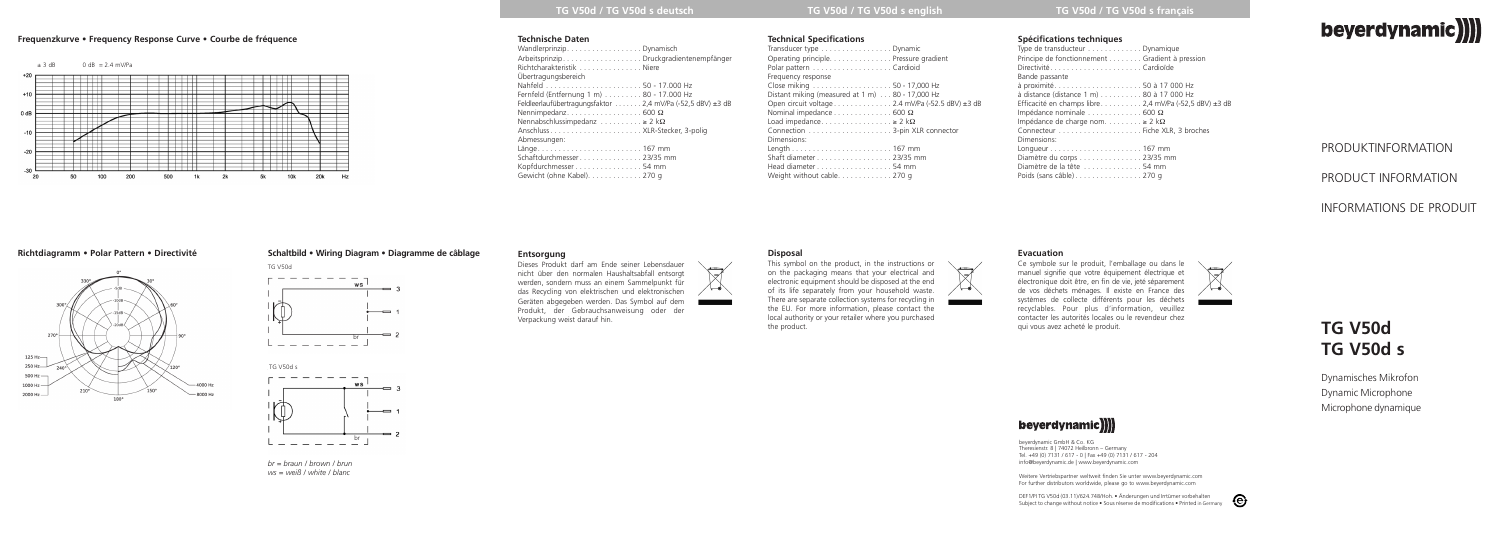## Frequenzkurve • Frequency Response Curve • Courbe de fréquence

± 3 dB    0 dB = 2,4 mV/Pa

+20
+10
0 dB
-10
-20
-30
20 50 100 200 500 1k 2k 5k 10k 20k Hz

## Richtdiagramm • Polar Pattern • Directivité

0° 30° 60° 90° 120° 150° 180° 210° 240° 270° 300° 330°

125 Hz
250 Hz
500 Hz
1000 Hz
2000 Hz
4000 Hz
8000 Hz

## Schaltbild • Wiring Diagram • Diagramme de câblage

TG V50d

ws 3
1
br 2

TG V50d s

ws 3
1
br 2

*br = braun / brown / brun*
*ws = weiß / white / blanc*

## TG V50d / TG V50d s deutsch

### Technische Daten

Wandlerprinzip . . . . . . . . . . . . . . . . . . Dynamisch
Arbeitsprinzip . . . . . . . . . . . . . . . . . . . Druckgradientenempfänger
Richtcharakteristik . . . . . . . . . . . . . . . Niere
Übertragungsbereich
Nahfeld . . . . . . . . . . . . . . . . . . . . . . . 50 - 17.000 Hz
Fernfeld (Entfernung 1 m) . . . . . . . . . 80 - 17.000 Hz
Feldleerlaufübertragungsfaktor . . . . . . . 2,4 mV/Pa (-52,5 dBV) ±3 dB
Nennimpedanz . . . . . . . . . . . . . . . . . . 600 Ω
Nennabschlussimpedanz . . . . . . . . . . ≥ 2 kΩ
Anschluss . . . . . . . . . . . . . . . . . . . . . XLR-Stecker, 3-polig
Abmessungen:
Länge . . . . . . . . . . . . . . . . . . . . . . . . 167 mm
Schaftdurchmesser . . . . . . . . . . . . . . . 23/35 mm
Kopfdurchmesser . . . . . . . . . . . . . . . . 54 mm
Gewicht (ohne Kabel) . . . . . . . . . . . . . 270 g

### Entsorgung

Dieses Produkt darf am Ende seiner Lebensdauer nicht über den normalen Haushaltsabfall entsorgt werden, sondern muss an einem Sammelpunkt für das Recycling von elektrischen und elektronischen Geräten abgegeben werden. Das Symbol auf dem Produkt, der Gebrauchsanweisung oder der Verpackung weist darauf hin.

## TG V50d / TG V50d s english

### Technical Specifications

Transducer type . . . . . . . . . . . . . . . . . Dynamic
Operating principle . . . . . . . . . . . . . . . Pressure gradient
Polar pattern . . . . . . . . . . . . . . . . . . . Cardioid
Frequency response
Close miking . . . . . . . . . . . . . . . . . . . 50 - 17,000 Hz
Distant miking (measured at 1 m) . . . . 80 - 17,000 Hz
Open circuit voltage . . . . . . . . . . . . . . 2.4 mV/Pa (-52.5 dBV) ±3 dB
Nominal impedance . . . . . . . . . . . . . . 600 Ω
Load impedance . . . . . . . . . . . . . . . . ≥ 2 kΩ
Connection . . . . . . . . . . . . . . . . . . . 3-pin XLR connector
Dimensions:
Length . . . . . . . . . . . . . . . . . . . . . . . 167 mm
Shaft diameter . . . . . . . . . . . . . . . . . 23/35 mm
Head diameter . . . . . . . . . . . . . . . . . 54 mm
Weight without cable . . . . . . . . . . . . . 270 g

### Disposal

This symbol on the product, in the instructions or on the packaging means that your electrical and electronic equipment should be disposed at the end of its life separately from your household waste. There are separate collection systems for recycling in the EU. For more information, please contact the local authority or your retailer where you purchased the product.

## TG V50d / TG V50d s français

### Spécifications techniques

Type de transducteur . . . . . . . . . . . . . Dynamique
Principe de fonctionnement . . . . . . . . Gradient à pression
Directivité . . . . . . . . . . . . . . . . . . . . . Cardioïde
Bande passante
à proximité . . . . . . . . . . . . . . . . . . . . 50 à 17 000 Hz
à distance (distance 1 m) . . . . . . . . . . 80 à 17 000 Hz
Efficacité en champs libre . . . . . . . . . . 2,4 mV/Pa (-52,5 dBV) ±3 dB
Impédance nominale . . . . . . . . . . . . . 600 Ω
Impédance de charge nom. . . . . . . . . ≥ 2 kΩ
Connecteur . . . . . . . . . . . . . . . . . . . Fiche XLR, 3 broches
Dimensions:
Longueur . . . . . . . . . . . . . . . . . . . . . 167 mm
Diamètre du corps . . . . . . . . . . . . . . 23/35 mm
Diamètre de la tête . . . . . . . . . . . . . . 54 mm
Poids (sans câble) . . . . . . . . . . . . . . . 270 g

### Evacuation

Ce symbole sur le produit, l'emballage ou dans le manuel signifie que votre équipement électrique et électronique doit être, en fin de vie, jeté séparément de vos déchets ménages. Il existe en France des systèmes de collecte différents pour les déchets recyclables. Pour plus d'information, veuillez contacter les autorités locales ou le revendeur chez qui vous avez acheté le produit.

beyerdynamic

PRODUKTINFORMATION

PRODUCT INFORMATION

INFORMATIONS DE PRODUIT

# TG V50d
# TG V50d s

Dynamisches Mikrofon
Dynamic Microphone
Microphone dynamique

beyerdynamic

beyerdynamic GmbH & Co. KG
Theresienstr. 8 | 74072 Heilbronn – Germany
Tel. +49 (0) 7131 / 617 - 0 | Fax +49 (0) 7131 / 617 - 204
info@beyerdynamic.de | www.beyerdynamic.com

Weitere Vertriebspartner weltweit finden Sie unter www.beyerdynamic.com
For further distributors worldwide, please go to www.beyerdynamic.com

DEF I/PI TG V50d (03.11)/624.748/Hoh. • Änderungen und Irrtümer vorbehalten
Subject to change without notice • Sous réserve de modifications • Printed in Germany